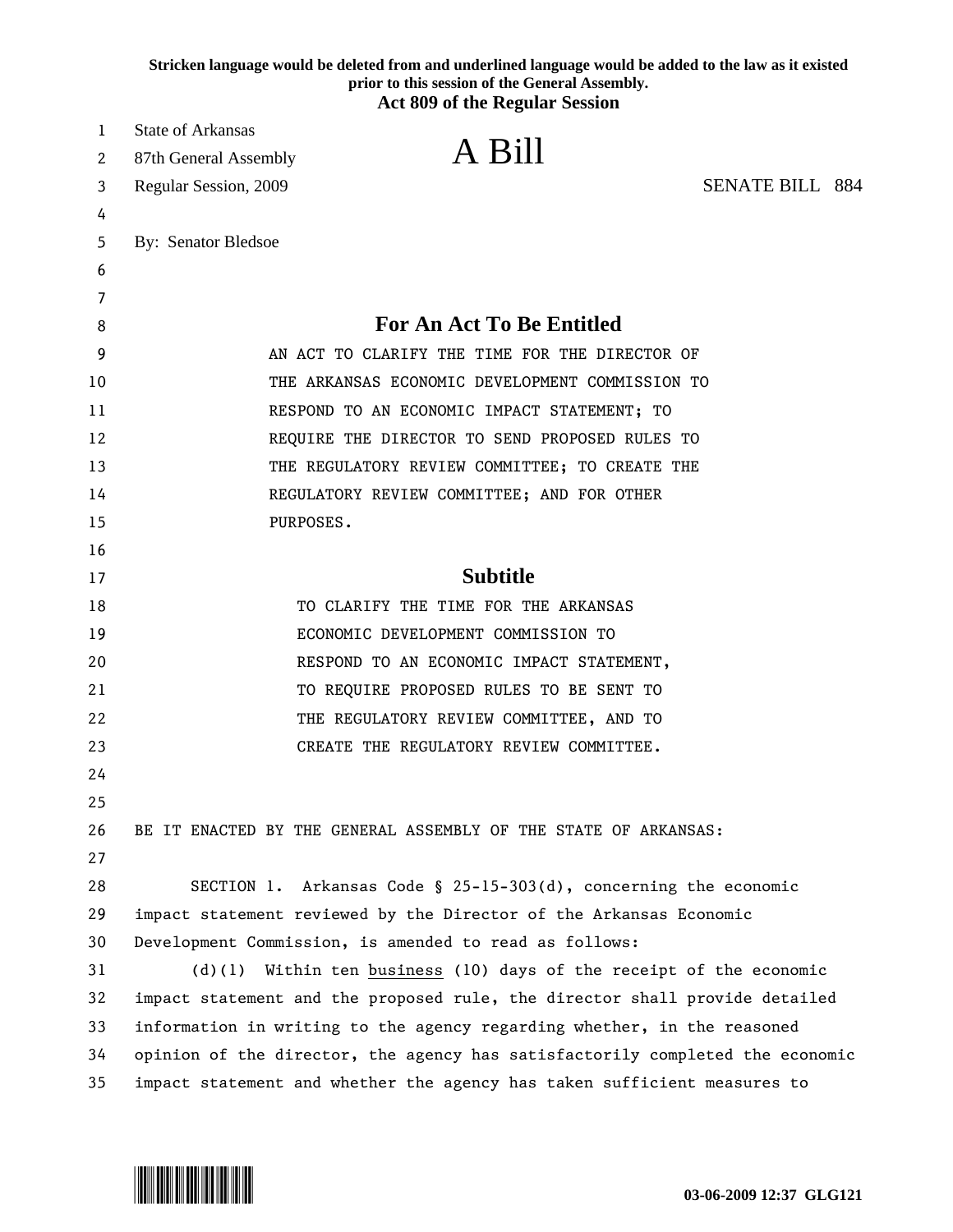**Stricken language would be deleted from and underlined language would be added to the law as it existed prior to this session of the General Assembly.**
**Act 809 of the Regular Session**

State of Arkansas
87th General Assembly
Regular Session, 2009

# A Bill

SENATE BILL 884

By: Senator Bledsoe

## For An Act To Be Entitled

AN ACT TO CLARIFY THE TIME FOR THE DIRECTOR OF THE ARKANSAS ECONOMIC DEVELOPMENT COMMISSION TO RESPOND TO AN ECONOMIC IMPACT STATEMENT; TO REQUIRE THE DIRECTOR TO SEND PROPOSED RULES TO THE REGULATORY REVIEW COMMITTEE; TO CREATE THE REGULATORY REVIEW COMMITTEE; AND FOR OTHER PURPOSES.

## Subtitle

TO CLARIFY THE TIME FOR THE ARKANSAS ECONOMIC DEVELOPMENT COMMISSION TO RESPOND TO AN ECONOMIC IMPACT STATEMENT, TO REQUIRE PROPOSED RULES TO BE SENT TO THE REGULATORY REVIEW COMMITTEE, AND TO CREATE THE REGULATORY REVIEW COMMITTEE.

BE IT ENACTED BY THE GENERAL ASSEMBLY OF THE STATE OF ARKANSAS:

SECTION 1. Arkansas Code § 25-15-303(d), concerning the economic impact statement reviewed by the Director of the Arkansas Economic Development Commission, is amended to read as follows:

(d)(1) Within ten <u>business</u> (10) days of the receipt of the economic impact statement and the proposed rule, the director shall provide detailed information in writing to the agency regarding whether, in the reasoned opinion of the director, the agency has satisfactorily completed the economic impact statement and whether the agency has taken sufficient measures to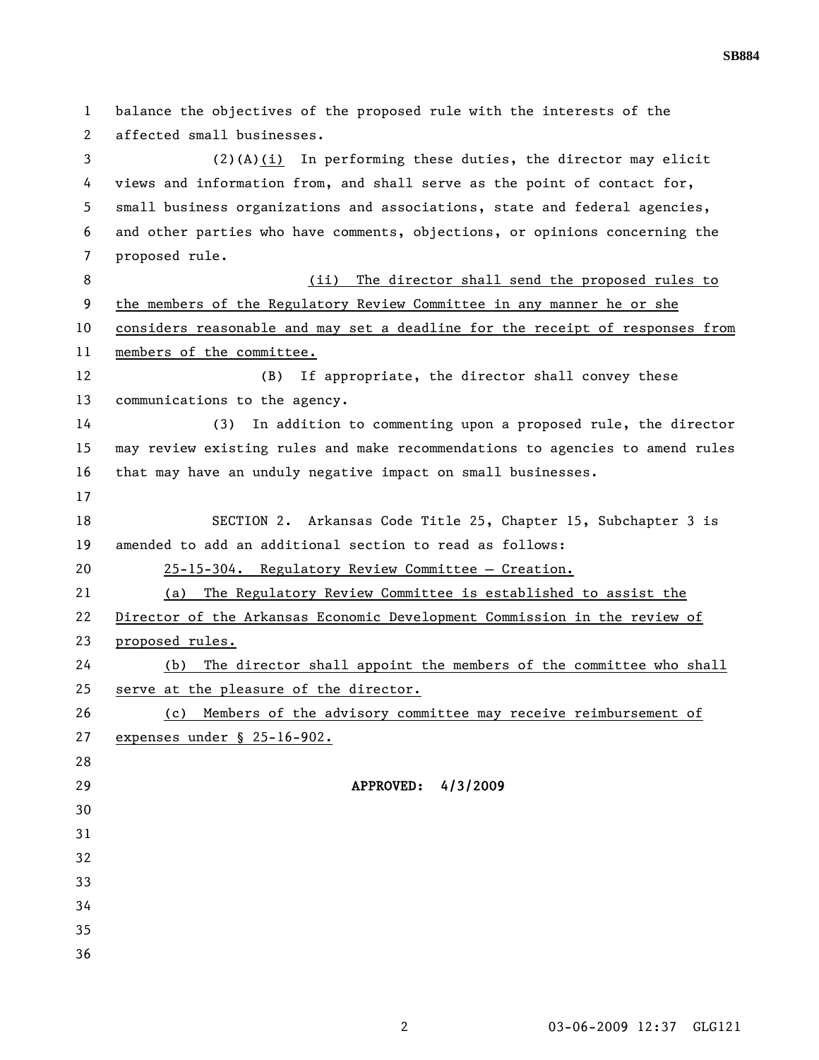balance the objectives of the proposed rule with the interests of the affected small businesses.

(2)(A)(i) In performing these duties, the director may elicit views and information from, and shall serve as the point of contact for, small business organizations and associations, state and federal agencies, and other parties who have comments, objections, or opinions concerning the proposed rule.

(ii) The director shall send the proposed rules to the members of the Regulatory Review Committee in any manner he or she considers reasonable and may set a deadline for the receipt of responses from members of the committee.

(B) If appropriate, the director shall convey these communications to the agency.

(3) In addition to commenting upon a proposed rule, the director may review existing rules and make recommendations to agencies to amend rules that may have an unduly negative impact on small businesses.

SECTION 2. Arkansas Code Title 25, Chapter 15, Subchapter 3 is amended to add an additional section to read as follows:

25-15-304. Regulatory Review Committee – Creation.

(a) The Regulatory Review Committee is established to assist the Director of the Arkansas Economic Development Commission in the review of proposed rules.

(b) The director shall appoint the members of the committee who shall serve at the pleasure of the director.

(c) Members of the advisory committee may receive reimbursement of expenses under § 25-16-902.

**APPROVED: 4/3/2009**